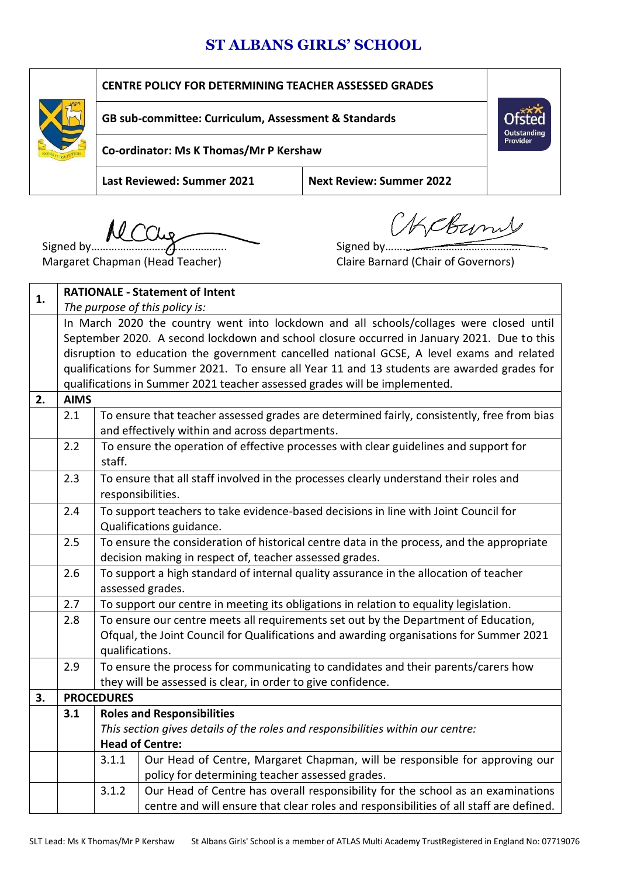# ST ALBANS GIRLS' SCHOOL

| CENTRE POLICY FOR DETERMINING TEACHER ASSESSED GRADES | |
|---|---|
| GB sub-committee: Curriculum, Assessment & Standards | |
| Co-ordinator: Ms K Thomas/Mr P Kershaw | |
| Last Reviewed: Summer 2021 | Next Review: Summer 2022 |

Signed by……………………………………………..
Margaret Chapman (Head Teacher)

Signed by……………………………………………..
Claire Barnard (Chair of Governors)

| | | | |
|---|---|---|---|
| **1.** | **RATIONALE - Statement of Intent** *The purpose of this policy is:* | | |
| | In March 2020 the country went into lockdown and all schools/collages were closed until September 2020. A second lockdown and school closure occurred in January 2021. Due to this disruption to education the government cancelled national GCSE, A level exams and related qualifications for Summer 2021. To ensure all Year 11 and 13 students are awarded grades for qualifications in Summer 2021 teacher assessed grades will be implemented. | | |
| **2.** | **AIMS** | | |
| | 2.1 | To ensure that teacher assessed grades are determined fairly, consistently, free from bias and effectively within and across departments. | |
| | 2.2 | To ensure the operation of effective processes with clear guidelines and support for staff. | |
| | 2.3 | To ensure that all staff involved in the processes clearly understand their roles and responsibilities. | |
| | 2.4 | To support teachers to take evidence-based decisions in line with Joint Council for Qualifications guidance. | |
| | 2.5 | To ensure the consideration of historical centre data in the process, and the appropriate decision making in respect of, teacher assessed grades. | |
| | 2.6 | To support a high standard of internal quality assurance in the allocation of teacher assessed grades. | |
| | 2.7 | To support our centre in meeting its obligations in relation to equality legislation. | |
| | 2.8 | To ensure our centre meets all requirements set out by the Department of Education, Ofqual, the Joint Council for Qualifications and awarding organisations for Summer 2021 qualifications. | |
| | 2.9 | To ensure the process for communicating to candidates and their parents/carers how they will be assessed is clear, in order to give confidence. | |
| **3.** | **PROCEDURES** | | |
| | **3.1** | **Roles and Responsibilities** *This section gives details of the roles and responsibilities within our centre:* **Head of Centre:** | |
| | | 3.1.1 | Our Head of Centre, Margaret Chapman, will be responsible for approving our policy for determining teacher assessed grades. |
| | | 3.1.2 | Our Head of Centre has overall responsibility for the school as an examinations centre and will ensure that clear roles and responsibilities of all staff are defined. |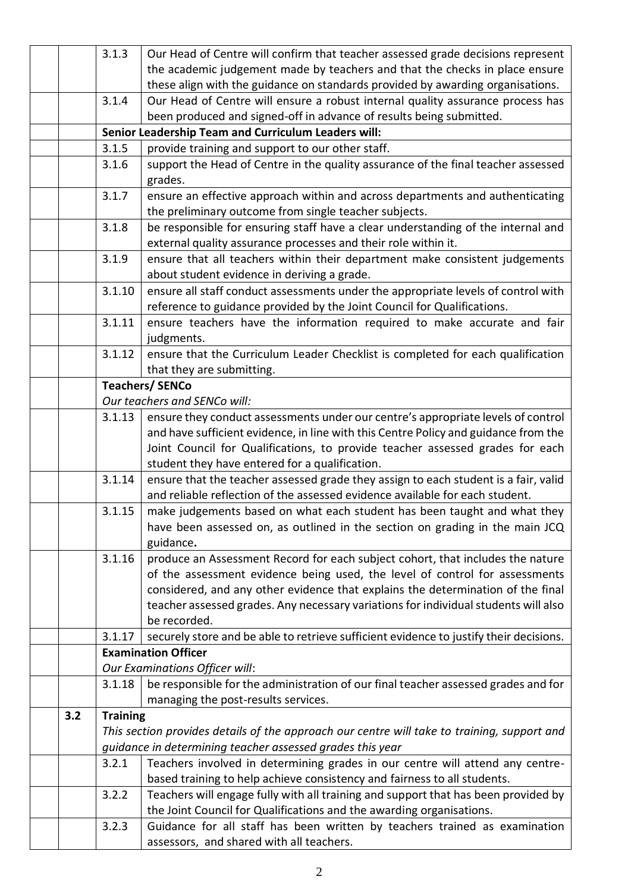| | | | |
|---|---|---|---|
| | | 3.1.3 | Our Head of Centre will confirm that teacher assessed grade decisions represent the academic judgement made by teachers and that the checks in place ensure these align with the guidance on standards provided by awarding organisations. |
| | | 3.1.4 | Our Head of Centre will ensure a robust internal quality assurance process has been produced and signed-off in advance of results being submitted. |
| | | **Senior Leadership Team and Curriculum Leaders will:** | |
| | | 3.1.5 | provide training and support to our other staff. |
| | | 3.1.6 | support the Head of Centre in the quality assurance of the final teacher assessed grades. |
| | | 3.1.7 | ensure an effective approach within and across departments and authenticating the preliminary outcome from single teacher subjects. |
| | | 3.1.8 | be responsible for ensuring staff have a clear understanding of the internal and external quality assurance processes and their role within it. |
| | | 3.1.9 | ensure that all teachers within their department make consistent judgements about student evidence in deriving a grade. |
| | | 3.1.10 | ensure all staff conduct assessments under the appropriate levels of control with reference to guidance provided by the Joint Council for Qualifications. |
| | | 3.1.11 | ensure teachers have the information required to make accurate and fair judgments. |
| | | 3.1.12 | ensure that the Curriculum Leader Checklist is completed for each qualification that they are submitting. |
| | | **Teachers/ SENCo** *Our teachers and SENCo will:* | |
| | | 3.1.13 | ensure they conduct assessments under our centre's appropriate levels of control and have sufficient evidence, in line with this Centre Policy and guidance from the Joint Council for Qualifications, to provide teacher assessed grades for each student they have entered for a qualification. |
| | | 3.1.14 | ensure that the teacher assessed grade they assign to each student is a fair, valid and reliable reflection of the assessed evidence available for each student. |
| | | 3.1.15 | make judgements based on what each student has been taught and what they have been assessed on, as outlined in the section on grading in the main JCQ guidance**.** |
| | | 3.1.16 | produce an Assessment Record for each subject cohort, that includes the nature of the assessment evidence being used, the level of control for assessments considered, and any other evidence that explains the determination of the final teacher assessed grades. Any necessary variations for individual students will also be recorded. |
| | | 3.1.17 | securely store and be able to retrieve sufficient evidence to justify their decisions. |
| | | **Examination Officer** *Our Examinations Officer will*: | |
| | | 3.1.18 | be responsible for the administration of our final teacher assessed grades and for managing the post-results services. |
| | **3.2** | **Training** *This section provides details of the approach our centre will take to training, support and guidance in determining teacher assessed grades this year* | |
| | | 3.2.1 | Teachers involved in determining grades in our centre will attend any centre-based training to help achieve consistency and fairness to all students. |
| | | 3.2.2 | Teachers will engage fully with all training and support that has been provided by the Joint Council for Qualifications and the awarding organisations. |
| | | 3.2.3 | Guidance for all staff has been written by teachers trained as examination assessors, and shared with all teachers. |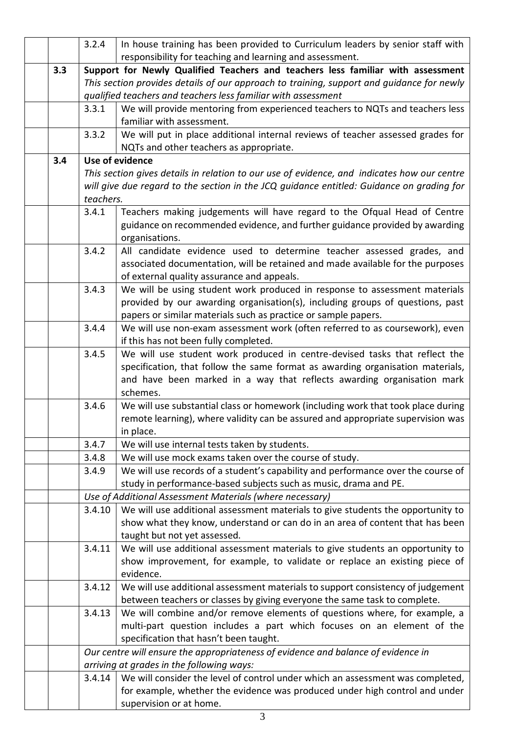| | | | |
|---|---|---|---|
| | | 3.2.4 | In house training has been provided to Curriculum leaders by senior staff with responsibility for teaching and learning and assessment. |
| | **3.3** | **Support for Newly Qualified Teachers and teachers less familiar with assessment** *This section provides details of our approach to training, support and guidance for newly qualified teachers and teachers less familiar with assessment* | |
| | | 3.3.1 | We will provide mentoring from experienced teachers to NQTs and teachers less familiar with assessment. |
| | | 3.3.2 | We will put in place additional internal reviews of teacher assessed grades for NQTs and other teachers as appropriate. |
| | **3.4** | **Use of evidence** *This section gives details in relation to our use of evidence, and indicates how our centre will give due regard to the section in the JCQ guidance entitled: Guidance on grading for teachers.* | |
| | | 3.4.1 | Teachers making judgements will have regard to the Ofqual Head of Centre guidance on recommended evidence, and further guidance provided by awarding organisations. |
| | | 3.4.2 | All candidate evidence used to determine teacher assessed grades, and associated documentation, will be retained and made available for the purposes of external quality assurance and appeals. |
| | | 3.4.3 | We will be using student work produced in response to assessment materials provided by our awarding organisation(s), including groups of questions, past papers or similar materials such as practice or sample papers. |
| | | 3.4.4 | We will use non-exam assessment work (often referred to as coursework), even if this has not been fully completed. |
| | | 3.4.5 | We will use student work produced in centre-devised tasks that reflect the specification, that follow the same format as awarding organisation materials, and have been marked in a way that reflects awarding organisation mark schemes. |
| | | 3.4.6 | We will use substantial class or homework (including work that took place during remote learning), where validity can be assured and appropriate supervision was in place. |
| | | 3.4.7 | We will use internal tests taken by students. |
| | | 3.4.8 | We will use mock exams taken over the course of study. |
| | | 3.4.9 | We will use records of a student's capability and performance over the course of study in performance-based subjects such as music, drama and PE. |
| | | *Use of Additional Assessment Materials (where necessary)* | |
| | | 3.4.10 | We will use additional assessment materials to give students the opportunity to show what they know, understand or can do in an area of content that has been taught but not yet assessed. |
| | | 3.4.11 | We will use additional assessment materials to give students an opportunity to show improvement, for example, to validate or replace an existing piece of evidence. |
| | | 3.4.12 | We will use additional assessment materials to support consistency of judgement between teachers or classes by giving everyone the same task to complete. |
| | | 3.4.13 | We will combine and/or remove elements of questions where, for example, a multi-part question includes a part which focuses on an element of the specification that hasn't been taught. |
| | | *Our centre will ensure the appropriateness of evidence and balance of evidence in arriving at grades in the following ways:* | |
| | | 3.4.14 | We will consider the level of control under which an assessment was completed, for example, whether the evidence was produced under high control and under supervision or at home. |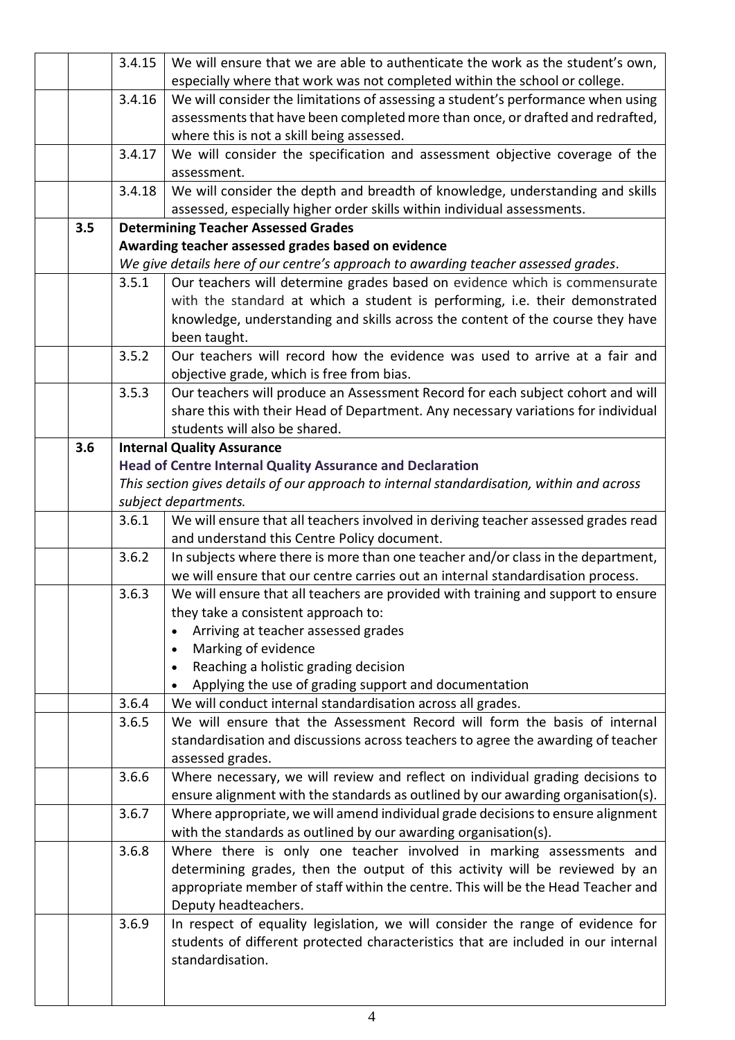|  |  |  |  |
|---|---|---|---|
|  |  | 3.4.15 | We will ensure that we are able to authenticate the work as the student's own, especially where that work was not completed within the school or college. |
|  |  | 3.4.16 | We will consider the limitations of assessing a student's performance when using assessments that have been completed more than once, or drafted and redrafted, where this is not a skill being assessed. |
|  |  | 3.4.17 | We will consider the specification and assessment objective coverage of the assessment. |
|  |  | 3.4.18 | We will consider the depth and breadth of knowledge, understanding and skills assessed, especially higher order skills within individual assessments. |
|  | **3.5** | **Determining Teacher Assessed Grades**<br>**Awarding teacher assessed grades based on evidence**<br>*We give details here of our centre's approach to awarding teacher assessed grades.* |  |
|  |  | 3.5.1 | Our teachers will determine grades based on evidence which is commensurate with the standard at which a student is performing, i.e. their demonstrated knowledge, understanding and skills across the content of the course they have been taught. |
|  |  | 3.5.2 | Our teachers will record how the evidence was used to arrive at a fair and objective grade, which is free from bias. |
|  |  | 3.5.3 | Our teachers will produce an Assessment Record for each subject cohort and will share this with their Head of Department. Any necessary variations for individual students will also be shared. |
|  | **3.6** | **Internal Quality Assurance**<br>**Head of Centre Internal Quality Assurance and Declaration**<br>*This section gives details of our approach to internal standardisation, within and across subject departments.* |  |
|  |  | 3.6.1 | We will ensure that all teachers involved in deriving teacher assessed grades read and understand this Centre Policy document. |
|  |  | 3.6.2 | In subjects where there is more than one teacher and/or class in the department, we will ensure that our centre carries out an internal standardisation process. |
|  |  | 3.6.3 | We will ensure that all teachers are provided with training and support to ensure they take a consistent approach to:<br>• Arriving at teacher assessed grades<br>• Marking of evidence<br>• Reaching a holistic grading decision<br>• Applying the use of grading support and documentation |
|  |  | 3.6.4 | We will conduct internal standardisation across all grades. |
|  |  | 3.6.5 | We will ensure that the Assessment Record will form the basis of internal standardisation and discussions across teachers to agree the awarding of teacher assessed grades. |
|  |  | 3.6.6 | Where necessary, we will review and reflect on individual grading decisions to ensure alignment with the standards as outlined by our awarding organisation(s). |
|  |  | 3.6.7 | Where appropriate, we will amend individual grade decisions to ensure alignment with the standards as outlined by our awarding organisation(s). |
|  |  | 3.6.8 | Where there is only one teacher involved in marking assessments and determining grades, then the output of this activity will be reviewed by an appropriate member of staff within the centre. This will be the Head Teacher and Deputy headteachers. |
|  |  | 3.6.9 | In respect of equality legislation, we will consider the range of evidence for students of different protected characteristics that are included in our internal standardisation. |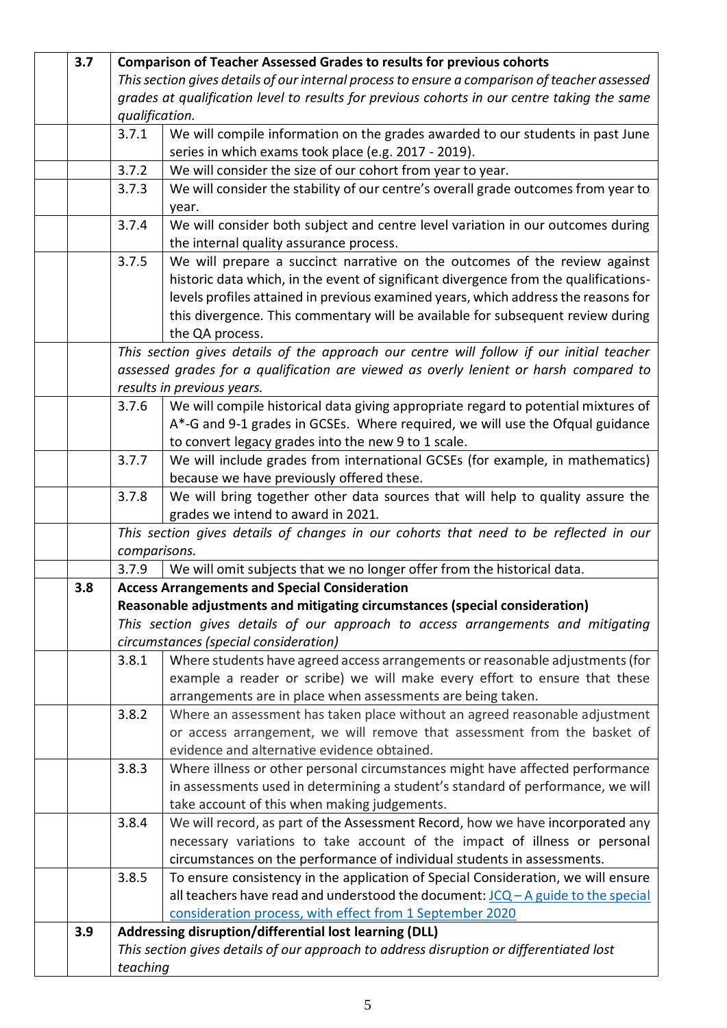| | | | |
|---|---|---|---|
| | **3.7** | **Comparison of Teacher Assessed Grades to results for previous cohorts** *This section gives details of our internal process to ensure a comparison of teacher assessed grades at qualification level to results for previous cohorts in our centre taking the same qualification.* | |
| | | 3.7.1 | We will compile information on the grades awarded to our students in past June series in which exams took place (e.g. 2017 - 2019). |
| | | 3.7.2 | We will consider the size of our cohort from year to year. |
| | | 3.7.3 | We will consider the stability of our centre's overall grade outcomes from year to year. |
| | | 3.7.4 | We will consider both subject and centre level variation in our outcomes during the internal quality assurance process. |
| | | 3.7.5 | We will prepare a succinct narrative on the outcomes of the review against historic data which, in the event of significant divergence from the qualifications-levels profiles attained in previous examined years, which address the reasons for this divergence. This commentary will be available for subsequent review during the QA process. |
| | | *This section gives details of the approach our centre will follow if our initial teacher assessed grades for a qualification are viewed as overly lenient or harsh compared to results in previous years.* | |
| | | 3.7.6 | We will compile historical data giving appropriate regard to potential mixtures of A*-G and 9-1 grades in GCSEs. Where required, we will use the Ofqual guidance to convert legacy grades into the new 9 to 1 scale. |
| | | 3.7.7 | We will include grades from international GCSEs (for example, in mathematics) because we have previously offered these. |
| | | 3.7.8 | We will bring together other data sources that will help to quality assure the grades we intend to award in 2021. |
| | | *This section gives details of changes in our cohorts that need to be reflected in our comparisons.* | |
| | | 3.7.9 | We will omit subjects that we no longer offer from the historical data. |
| | **3.8** | **Access Arrangements and Special Consideration** **Reasonable adjustments and mitigating circumstances (special consideration)** *This section gives details of our approach to access arrangements and mitigating circumstances (special consideration)* | |
| | | 3.8.1 | Where students have agreed access arrangements or reasonable adjustments (for example a reader or scribe) we will make every effort to ensure that these arrangements are in place when assessments are being taken. |
| | | 3.8.2 | Where an assessment has taken place without an agreed reasonable adjustment or access arrangement, we will remove that assessment from the basket of evidence and alternative evidence obtained. |
| | | 3.8.3 | Where illness or other personal circumstances might have affected performance in assessments used in determining a student's standard of performance, we will take account of this when making judgements. |
| | | 3.8.4 | We will record, as part of the Assessment Record, how we have incorporated any necessary variations to take account of the impact of illness or personal circumstances on the performance of individual students in assessments. |
| | | 3.8.5 | To ensure consistency in the application of Special Consideration, we will ensure all teachers have read and understood the document: JCQ – A guide to the special consideration process, with effect from 1 September 2020 |
| | **3.9** | **Addressing disruption/differential lost learning (DLL)** *This section gives details of our approach to address disruption or differentiated lost teaching* | |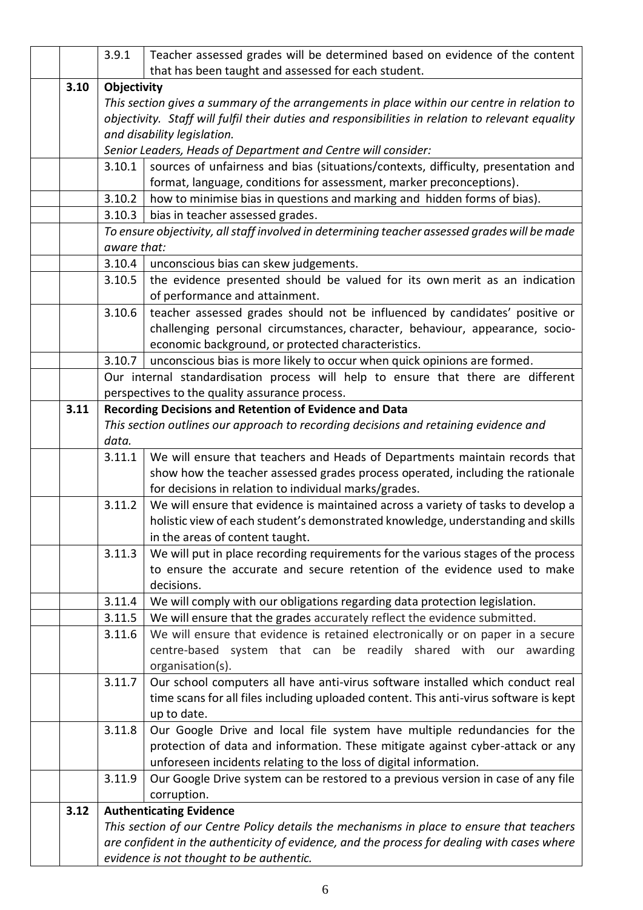| | | | |
|---|---|---|---|
| | | 3.9.1 | Teacher assessed grades will be determined based on evidence of the content that has been taught and assessed for each student. |
| | **3.10** | **Objectivity**<br>*This section gives a summary of the arrangements in place within our centre in relation to objectivity. Staff will fulfil their duties and responsibilities in relation to relevant equality and disability legislation.*<br>*Senior Leaders, Heads of Department and Centre will consider:* | |
| | | 3.10.1 | sources of unfairness and bias (situations/contexts, difficulty, presentation and format, language, conditions for assessment, marker preconceptions). |
| | | 3.10.2 | how to minimise bias in questions and marking and hidden forms of bias). |
| | | 3.10.3 | bias in teacher assessed grades. |
| | | *To ensure objectivity, all staff involved in determining teacher assessed grades will be made aware that:* | |
| | | 3.10.4 | unconscious bias can skew judgements. |
| | | 3.10.5 | the evidence presented should be valued for its own merit as an indication of performance and attainment. |
| | | 3.10.6 | teacher assessed grades should not be influenced by candidates' positive or challenging personal circumstances, character, behaviour, appearance, socio-economic background, or protected characteristics. |
| | | 3.10.7 | unconscious bias is more likely to occur when quick opinions are formed. |
| | | Our internal standardisation process will help to ensure that there are different perspectives to the quality assurance process. | |
| | **3.11** | **Recording Decisions and Retention of Evidence and Data**<br>*This section outlines our approach to recording decisions and retaining evidence and data.* | |
| | | 3.11.1 | We will ensure that teachers and Heads of Departments maintain records that show how the teacher assessed grades process operated, including the rationale for decisions in relation to individual marks/grades. |
| | | 3.11.2 | We will ensure that evidence is maintained across a variety of tasks to develop a holistic view of each student's demonstrated knowledge, understanding and skills in the areas of content taught. |
| | | 3.11.3 | We will put in place recording requirements for the various stages of the process to ensure the accurate and secure retention of the evidence used to make decisions. |
| | | 3.11.4 | We will comply with our obligations regarding data protection legislation. |
| | | 3.11.5 | We will ensure that the grades accurately reflect the evidence submitted. |
| | | 3.11.6 | We will ensure that evidence is retained electronically or on paper in a secure centre-based system that can be readily shared with our awarding organisation(s). |
| | | 3.11.7 | Our school computers all have anti-virus software installed which conduct real time scans for all files including uploaded content. This anti-virus software is kept up to date. |
| | | 3.11.8 | Our Google Drive and local file system have multiple redundancies for the protection of data and information. These mitigate against cyber-attack or any unforeseen incidents relating to the loss of digital information. |
| | | 3.11.9 | Our Google Drive system can be restored to a previous version in case of any file corruption. |
| | **3.12** | **Authenticating Evidence**<br>*This section of our Centre Policy details the mechanisms in place to ensure that teachers are confident in the authenticity of evidence, and the process for dealing with cases where evidence is not thought to be authentic.* | |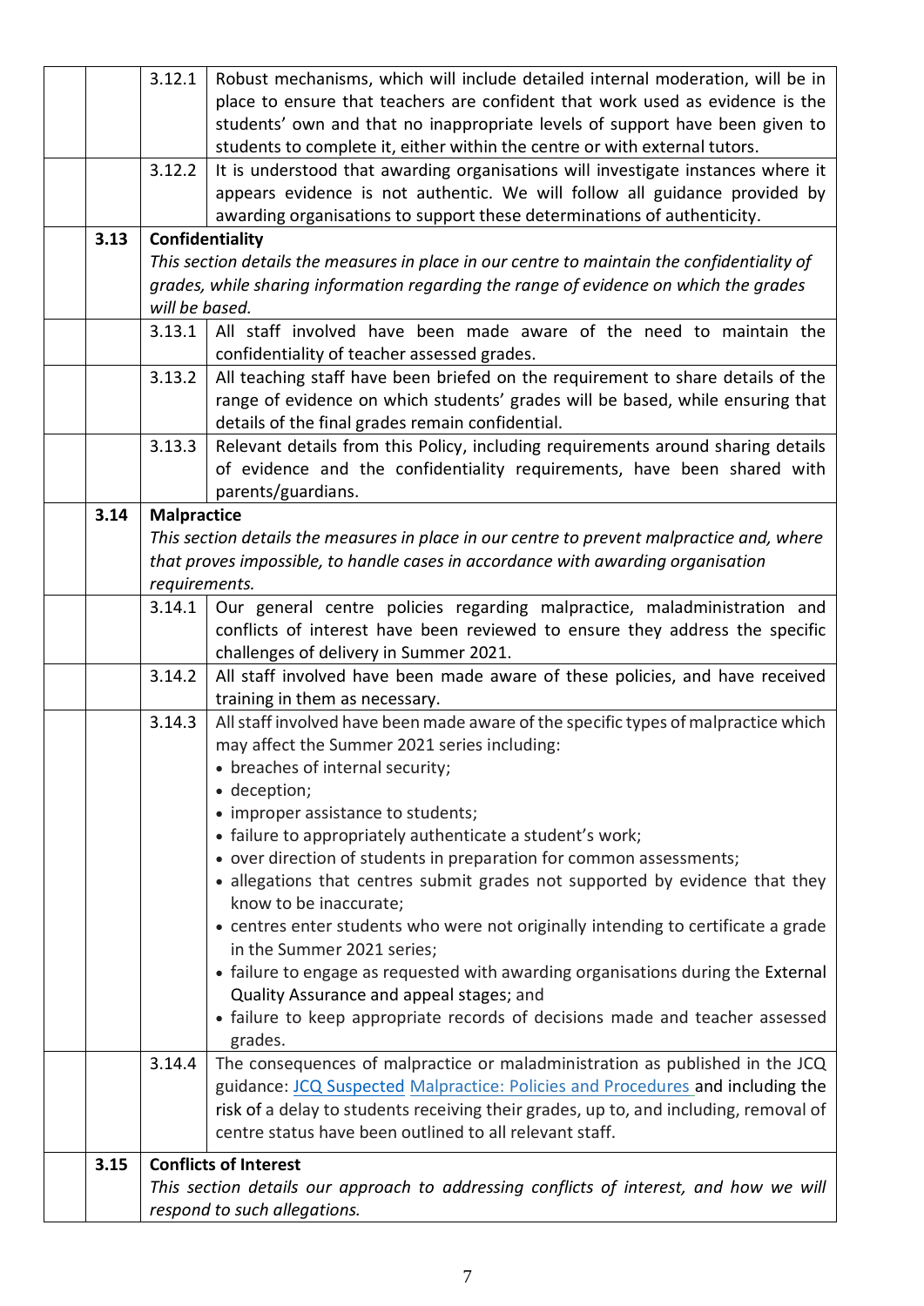| | | | |
|---|---|---|---|
| | | 3.12.1 | Robust mechanisms, which will include detailed internal moderation, will be in place to ensure that teachers are confident that work used as evidence is the students' own and that no inappropriate levels of support have been given to students to complete it, either within the centre or with external tutors. |
| | | 3.12.2 | It is understood that awarding organisations will investigate instances where it appears evidence is not authentic. We will follow all guidance provided by awarding organisations to support these determinations of authenticity. |
| | 3.13 | **Confidentiality**<br>*This section details the measures in place in our centre to maintain the confidentiality of grades, while sharing information regarding the range of evidence on which the grades will be based.* | |
| | | 3.13.1 | All staff involved have been made aware of the need to maintain the confidentiality of teacher assessed grades. |
| | | 3.13.2 | All teaching staff have been briefed on the requirement to share details of the range of evidence on which students' grades will be based, while ensuring that details of the final grades remain confidential. |
| | | 3.13.3 | Relevant details from this Policy, including requirements around sharing details of evidence and the confidentiality requirements, have been shared with parents/guardians. |
| | 3.14 | **Malpractice**<br>*This section details the measures in place in our centre to prevent malpractice and, where that proves impossible, to handle cases in accordance with awarding organisation requirements.* | |
| | | 3.14.1 | Our general centre policies regarding malpractice, maladministration and conflicts of interest have been reviewed to ensure they address the specific challenges of delivery in Summer 2021. |
| | | 3.14.2 | All staff involved have been made aware of these policies, and have received training in them as necessary. |
| | | 3.14.3 | All staff involved have been made aware of the specific types of malpractice which may affect the Summer 2021 series including:<br>• breaches of internal security;<br>• deception;<br>• improper assistance to students;<br>• failure to appropriately authenticate a student's work;<br>• over direction of students in preparation for common assessments;<br>• allegations that centres submit grades not supported by evidence that they know to be inaccurate;<br>• centres enter students who were not originally intending to certificate a grade in the Summer 2021 series;<br>• failure to engage as requested with awarding organisations during the External Quality Assurance and appeal stages; and<br>• failure to keep appropriate records of decisions made and teacher assessed grades. |
| | | 3.14.4 | The consequences of malpractice or maladministration as published in the JCQ guidance: JCQ Suspected Malpractice: Policies and Procedures and including the risk of a delay to students receiving their grades, up to, and including, removal of centre status have been outlined to all relevant staff. |
| | 3.15 | **Conflicts of Interest**<br>*This section details our approach to addressing conflicts of interest, and how we will respond to such allegations.* | |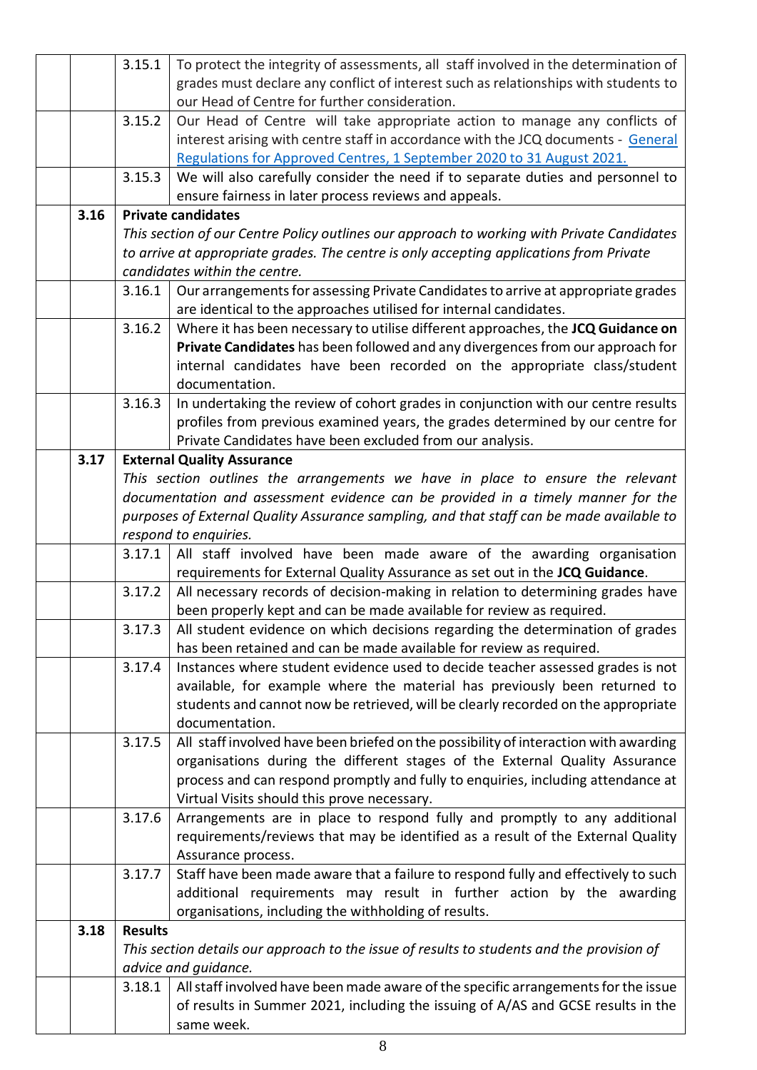| | | | |
|---|---|---|---|
| | | 3.15.1 | To protect the integrity of assessments, all staff involved in the determination of grades must declare any conflict of interest such as relationships with students to our Head of Centre for further consideration. |
| | | 3.15.2 | Our Head of Centre will take appropriate action to manage any conflicts of interest arising with centre staff in accordance with the JCQ documents - [General Regulations for Approved Centres, 1 September 2020 to 31 August 2021.]() |
| | | 3.15.3 | We will also carefully consider the need if to separate duties and personnel to ensure fairness in later process reviews and appeals. |
| | **3.16** | **Private candidates**<br>*This section of our Centre Policy outlines our approach to working with Private Candidates to arrive at appropriate grades. The centre is only accepting applications from Private candidates within the centre.* | |
| | | 3.16.1 | Our arrangements for assessing Private Candidates to arrive at appropriate grades are identical to the approaches utilised for internal candidates. |
| | | 3.16.2 | Where it has been necessary to utilise different approaches, the **JCQ Guidance on Private Candidates** has been followed and any divergences from our approach for internal candidates have been recorded on the appropriate class/student documentation. |
| | | 3.16.3 | In undertaking the review of cohort grades in conjunction with our centre results profiles from previous examined years, the grades determined by our centre for Private Candidates have been excluded from our analysis. |
| | **3.17** | **External Quality Assurance**<br>*This section outlines the arrangements we have in place to ensure the relevant documentation and assessment evidence can be provided in a timely manner for the purposes of External Quality Assurance sampling, and that staff can be made available to respond to enquiries.* | |
| | | 3.17.1 | All staff involved have been made aware of the awarding organisation requirements for External Quality Assurance as set out in the **JCQ Guidance**. |
| | | 3.17.2 | All necessary records of decision-making in relation to determining grades have been properly kept and can be made available for review as required. |
| | | 3.17.3 | All student evidence on which decisions regarding the determination of grades has been retained and can be made available for review as required. |
| | | 3.17.4 | Instances where student evidence used to decide teacher assessed grades is not available, for example where the material has previously been returned to students and cannot now be retrieved, will be clearly recorded on the appropriate documentation. |
| | | 3.17.5 | All staff involved have been briefed on the possibility of interaction with awarding organisations during the different stages of the External Quality Assurance process and can respond promptly and fully to enquiries, including attendance at Virtual Visits should this prove necessary. |
| | | 3.17.6 | Arrangements are in place to respond fully and promptly to any additional requirements/reviews that may be identified as a result of the External Quality Assurance process. |
| | | 3.17.7 | Staff have been made aware that a failure to respond fully and effectively to such additional requirements may result in further action by the awarding organisations, including the withholding of results. |
| | **3.18** | **Results**<br>*This section details our approach to the issue of results to students and the provision of advice and guidance.* | |
| | | 3.18.1 | All staff involved have been made aware of the specific arrangements for the issue of results in Summer 2021, including the issuing of A/AS and GCSE results in the same week. |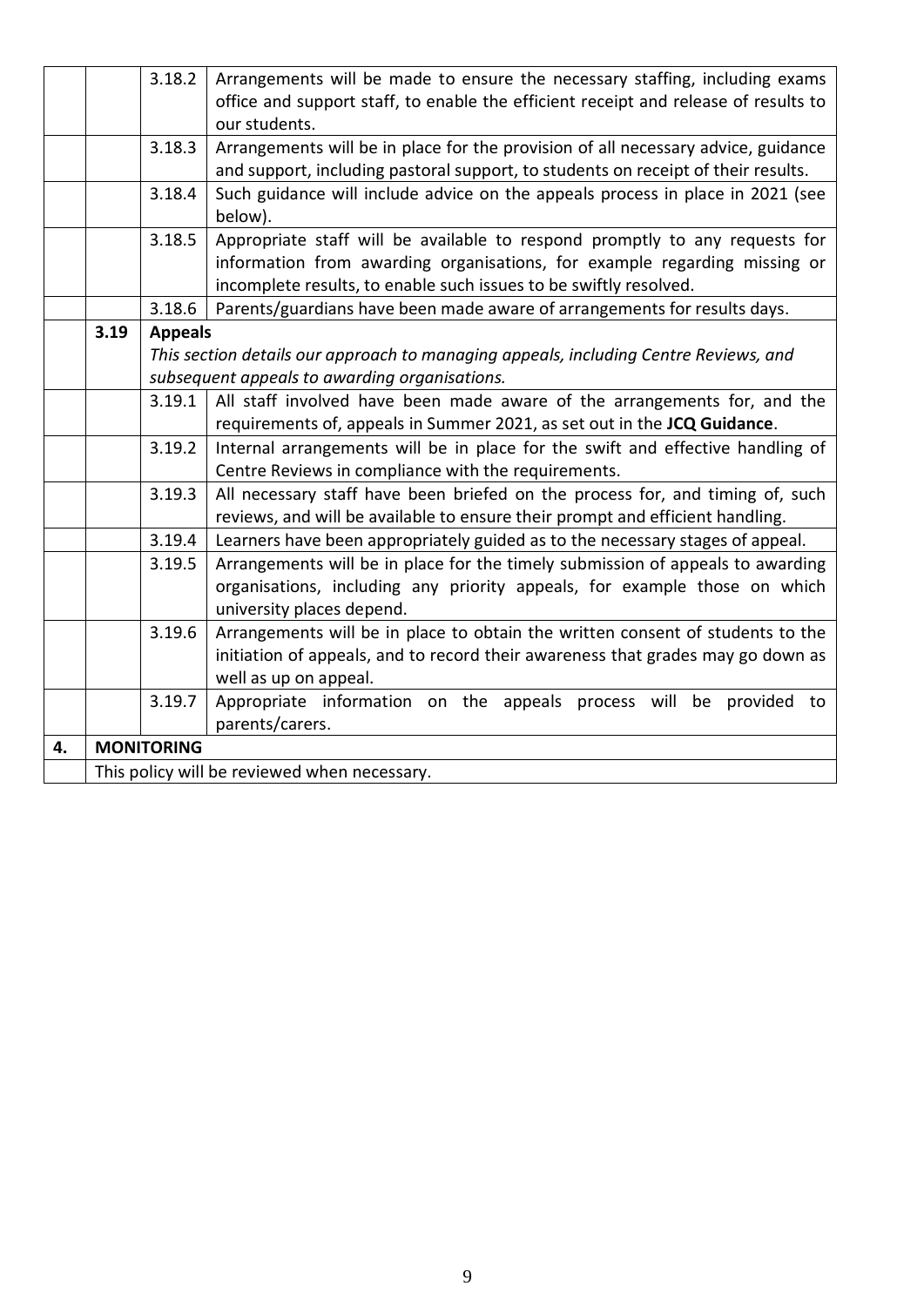| | | | |
|---|---|---|---|
| | | 3.18.2 | Arrangements will be made to ensure the necessary staffing, including exams office and support staff, to enable the efficient receipt and release of results to our students. |
| | | 3.18.3 | Arrangements will be in place for the provision of all necessary advice, guidance and support, including pastoral support, to students on receipt of their results. |
| | | 3.18.4 | Such guidance will include advice on the appeals process in place in 2021 (see below). |
| | | 3.18.5 | Appropriate staff will be available to respond promptly to any requests for information from awarding organisations, for example regarding missing or incomplete results, to enable such issues to be swiftly resolved. |
| | | 3.18.6 | Parents/guardians have been made aware of arrangements for results days. |
| | **3.19** | **Appeals**<br>*This section details our approach to managing appeals, including Centre Reviews, and subsequent appeals to awarding organisations.* | |
| | | 3.19.1 | All staff involved have been made aware of the arrangements for, and the requirements of, appeals in Summer 2021, as set out in the **JCQ Guidance**. |
| | | 3.19.2 | Internal arrangements will be in place for the swift and effective handling of Centre Reviews in compliance with the requirements. |
| | | 3.19.3 | All necessary staff have been briefed on the process for, and timing of, such reviews, and will be available to ensure their prompt and efficient handling. |
| | | 3.19.4 | Learners have been appropriately guided as to the necessary stages of appeal. |
| | | 3.19.5 | Arrangements will be in place for the timely submission of appeals to awarding organisations, including any priority appeals, for example those on which university places depend. |
| | | 3.19.6 | Arrangements will be in place to obtain the written consent of students to the initiation of appeals, and to record their awareness that grades may go down as well as up on appeal. |
| | | 3.19.7 | Appropriate information on the appeals process will be provided to parents/carers. |
| **4.** | **MONITORING** | | |
| | This policy will be reviewed when necessary. | | |